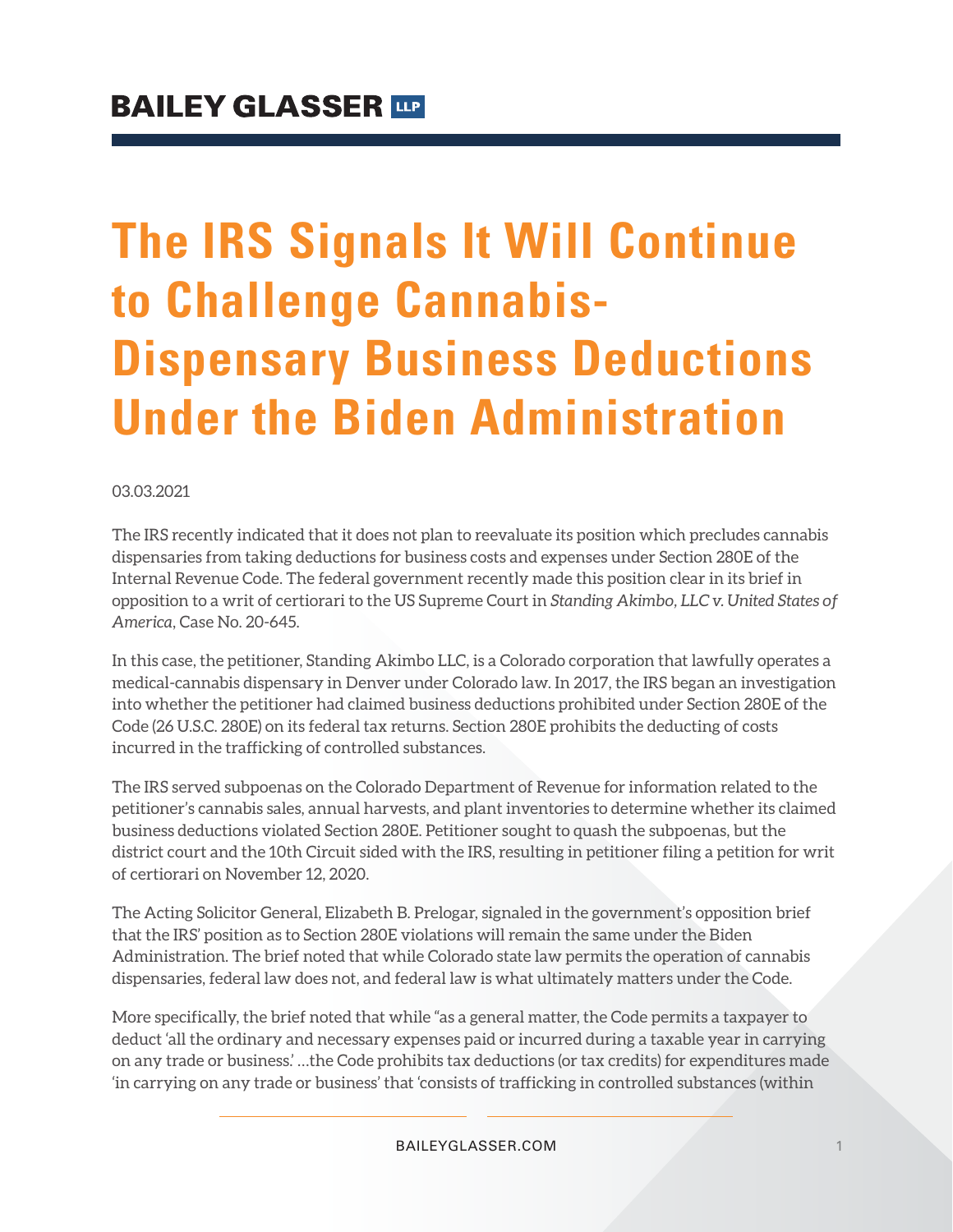BAILEY GLASSER LLP

# The IRS Signals It Will Continue to Challenge Cannabis-Dispensary Business Deductions Under the Biden Administration

03.03.2021

The IRS recently indicated that it does not plan to reevaluate its position which precludes cannabis dispensaries from taking deductions for business costs and expenses under Section 280E of the Internal Revenue Code. The federal government recently made this position clear in its brief in opposition to a writ of certiorari to the US Supreme Court in *Standing Akimbo, LLC v. United States of America*, Case No. 20-645.

In this case, the petitioner, Standing Akimbo LLC, is a Colorado corporation that lawfully operates a medical-cannabis dispensary in Denver under Colorado law. In 2017, the IRS began an investigation into whether the petitioner had claimed business deductions prohibited under Section 280E of the Code (26 U.S.C. 280E) on its federal tax returns. Section 280E prohibits the deducting of costs incurred in the trafficking of controlled substances.

The IRS served subpoenas on the Colorado Department of Revenue for information related to the petitioner's cannabis sales, annual harvests, and plant inventories to determine whether its claimed business deductions violated Section 280E. Petitioner sought to quash the subpoenas, but the district court and the 10th Circuit sided with the IRS, resulting in petitioner filing a petition for writ of certiorari on November 12, 2020.

The Acting Solicitor General, Elizabeth B. Prelogar, signaled in the government's opposition brief that the IRS' position as to Section 280E violations will remain the same under the Biden Administration. The brief noted that while Colorado state law permits the operation of cannabis dispensaries, federal law does not, and federal law is what ultimately matters under the Code.

More specifically, the brief noted that while "as a general matter, the Code permits a taxpayer to deduct 'all the ordinary and necessary expenses paid or incurred during a taxable year in carrying on any trade or business.' …the Code prohibits tax deductions (or tax credits) for expenditures made 'in carrying on any trade or business' that 'consists of trafficking in controlled substances (within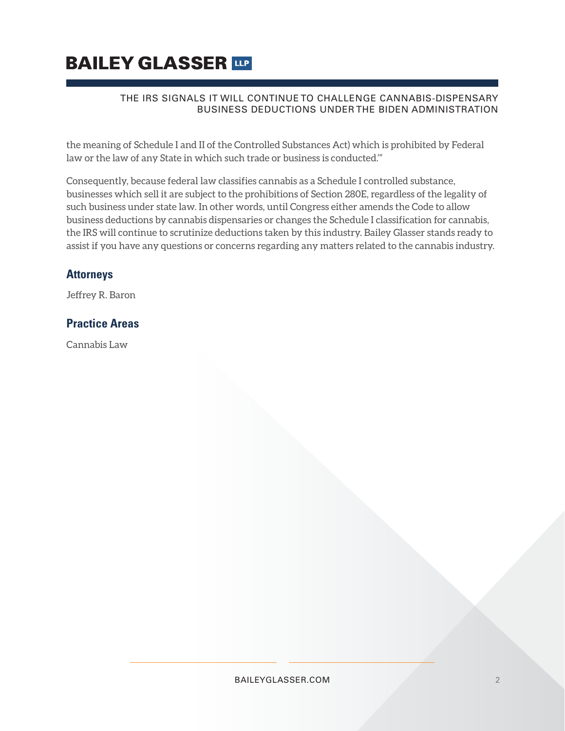the meaning of Schedule I and II of the Controlled Substances Act) which is prohibited by Federal law or the law of any State in which such trade or business is conducted.'"

Consequently, because federal law classifies cannabis as a Schedule I controlled substance, businesses which sell it are subject to the prohibitions of Section 280E, regardless of the legality of such business under state law. In other words, until Congress either amends the Code to allow business deductions by cannabis dispensaries or changes the Schedule I classification for cannabis, the IRS will continue to scrutinize deductions taken by this industry. Bailey Glasser stands ready to assist if you have any questions or concerns regarding any matters related to the cannabis industry.

## Attorneys

Jeffrey R. Baron

## Practice Areas

Cannabis Law